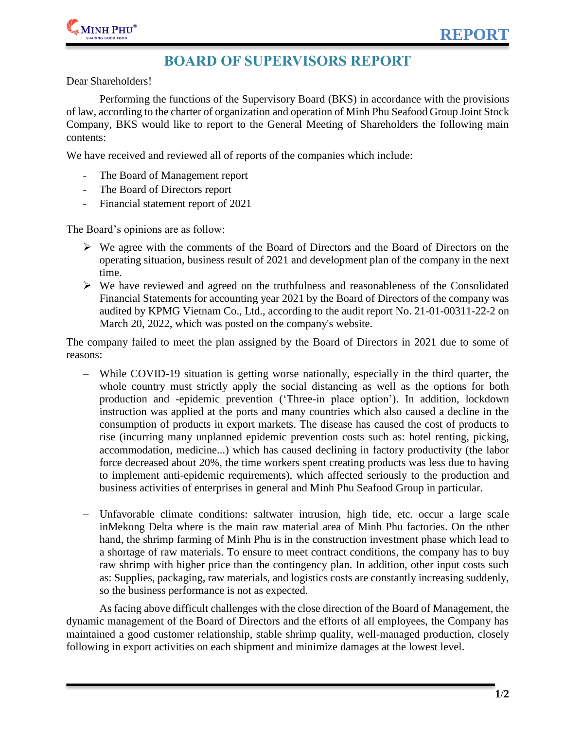# BOARD OF SUPERVISORS REPORT

Dear Shareholders!

Performing the functions of the Supervisory Board (BKS) in accordance with the provisions of law, according to the charter of organization and operation of Minh Phu Seafood Group Joint Stock Company, BKS would like to report to the General Meeting of Shareholders the following main contents:

We have received and reviewed all of reports of the companies which include:

- The Board of Management report
- The Board of Directors report
- Financial statement report of 2021

The Board's opinions are as follow:

- We agree with the comments of the Board of Directors and the Board of Directors on the operating situation, business result of 2021 and development plan of the company in the next time.
- We have reviewed and agreed on the truthfulness and reasonableness of the Consolidated Financial Statements for accounting year 2021 by the Board of Directors of the company was audited by KPMG Vietnam Co., Ltd., according to the audit report No. 21-01-00311-22-2 on March 20, 2022, which was posted on the company's website.

The company failed to meet the plan assigned by the Board of Directors in 2021 due to some of reasons:

- While COVID-19 situation is getting worse nationally, especially in the third quarter, the whole country must strictly apply the social distancing as well as the options for both production and -epidemic prevention ('Three-in place option'). In addition, lockdown instruction was applied at the ports and many countries which also caused a decline in the consumption of products in export markets. The disease has caused the cost of products to rise (incurring many unplanned epidemic prevention costs such as: hotel renting, picking, accommodation, medicine...) which has caused declining in factory productivity (the labor force decreased about 20%, the time workers spent creating products was less due to having to implement anti-epidemic requirements), which affected seriously to the production and business activities of enterprises in general and Minh Phu Seafood Group in particular.

- Unfavorable climate conditions: saltwater intrusion, high tide, etc. occur a large scale inMekong Delta where is the main raw material area of Minh Phu factories. On the other hand, the shrimp farming of Minh Phu is in the construction investment phase which lead to a shortage of raw materials. To ensure to meet contract conditions, the company has to buy raw shrimp with higher price than the contingency plan. In addition, other input costs such as: Supplies, packaging, raw materials, and logistics costs are constantly increasing suddenly, so the business performance is not as expected.

As facing above difficult challenges with the close direction of the Board of Management, the dynamic management of the Board of Directors and the efforts of all employees, the Company has maintained a good customer relationship, stable shrimp quality, well-managed production, closely following in export activities on each shipment and minimize damages at the lowest level.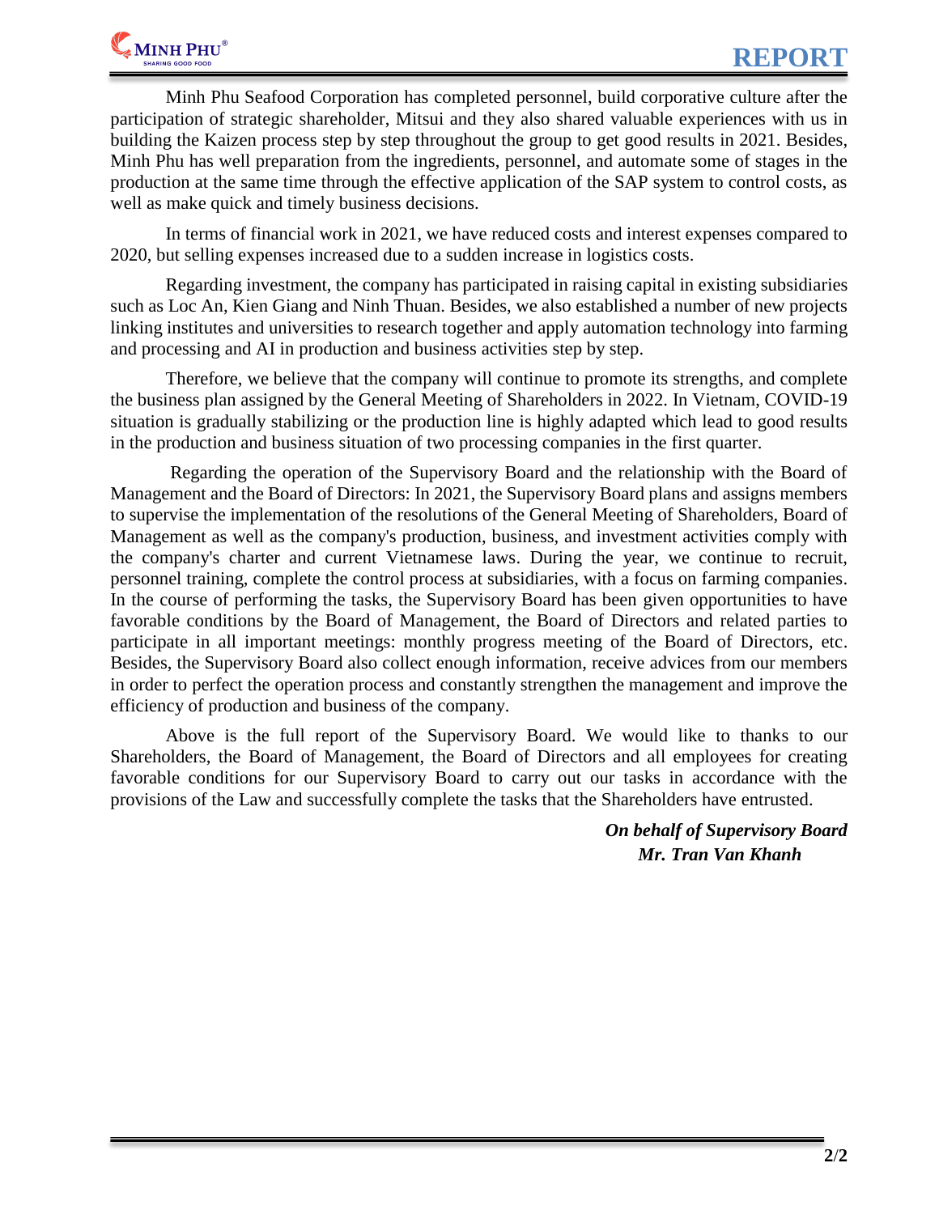Minh Phu Seafood Corporation has completed personnel, build corporative culture after the participation of strategic shareholder, Mitsui and they also shared valuable experiences with us in building the Kaizen process step by step throughout the group to get good results in 2021. Besides, Minh Phu has well preparation from the ingredients, personnel, and automate some of stages in the production at the same time through the effective application of the SAP system to control costs, as well as make quick and timely business decisions.

In terms of financial work in 2021, we have reduced costs and interest expenses compared to 2020, but selling expenses increased due to a sudden increase in logistics costs.

Regarding investment, the company has participated in raising capital in existing subsidiaries such as Loc An, Kien Giang and Ninh Thuan. Besides, we also established a number of new projects linking institutes and universities to research together and apply automation technology into farming and processing and AI in production and business activities step by step.

Therefore, we believe that the company will continue to promote its strengths, and complete the business plan assigned by the General Meeting of Shareholders in 2022. In Vietnam, COVID-19 situation is gradually stabilizing or the production line is highly adapted which lead to good results in the production and business situation of two processing companies in the first quarter.

Regarding the operation of the Supervisory Board and the relationship with the Board of Management and the Board of Directors: In 2021, the Supervisory Board plans and assigns members to supervise the implementation of the resolutions of the General Meeting of Shareholders, Board of Management as well as the company's production, business, and investment activities comply with the company's charter and current Vietnamese laws. During the year, we continue to recruit, personnel training, complete the control process at subsidiaries, with a focus on farming companies. In the course of performing the tasks, the Supervisory Board has been given opportunities to have favorable conditions by the Board of Management, the Board of Directors and related parties to participate in all important meetings: monthly progress meeting of the Board of Directors, etc. Besides, the Supervisory Board also collect enough information, receive advices from our members in order to perfect the operation process and constantly strengthen the management and improve the efficiency of production and business of the company.

Above is the full report of the Supervisory Board. We would like to thanks to our Shareholders, the Board of Management, the Board of Directors and all employees for creating favorable conditions for our Supervisory Board to carry out our tasks in accordance with the provisions of the Law and successfully complete the tasks that the Shareholders have entrusted.

***On behalf of Supervisory Board***

***Mr. Tran Van Khanh***